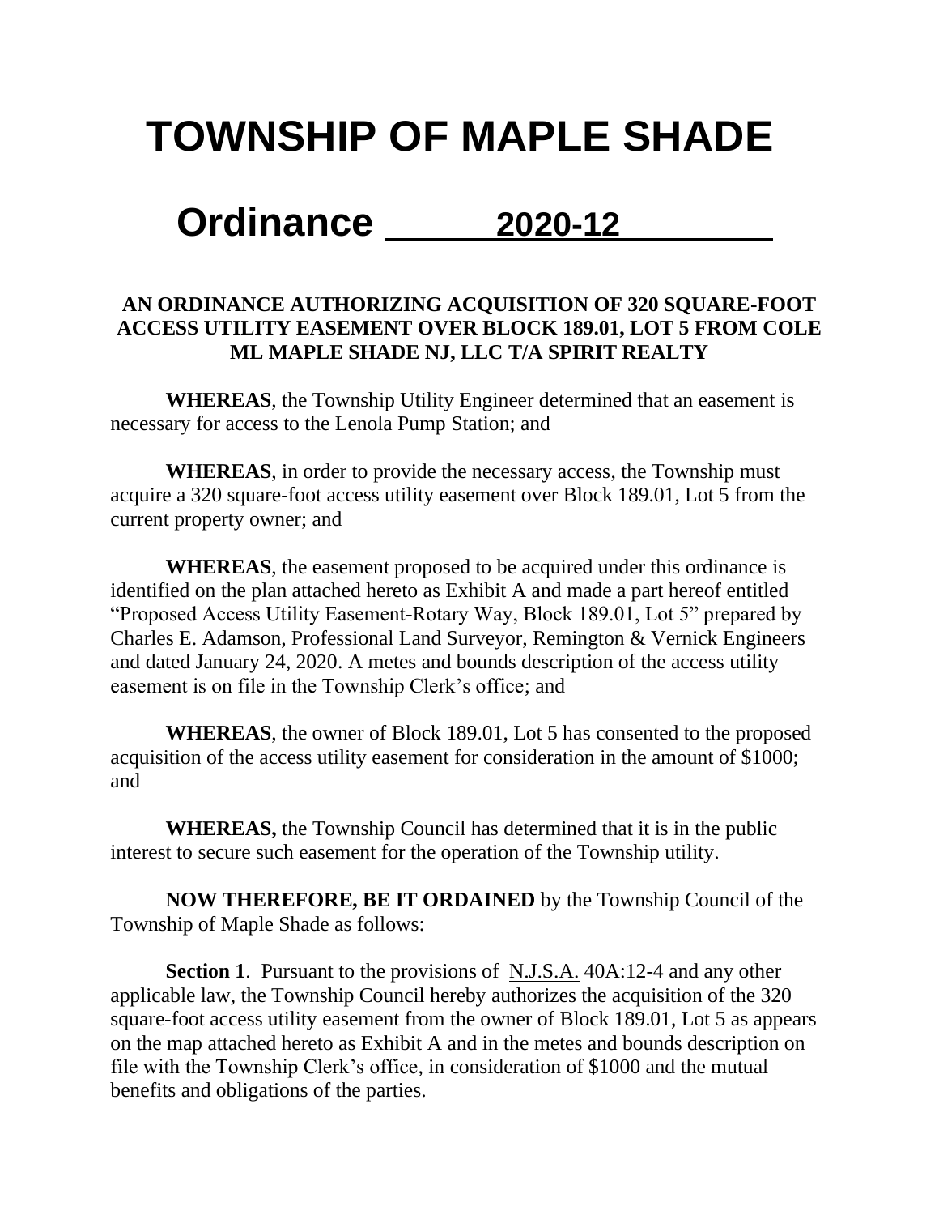# TOWNSHIP OF MAPLE SHADE

# Ordinance 2020-12

**AN ORDINANCE AUTHORIZING ACQUISITION OF 320 SQUARE-FOOT ACCESS UTILITY EASEMENT OVER BLOCK 189.01, LOT 5 FROM COLE ML MAPLE SHADE NJ, LLC T/A SPIRIT REALTY**

**WHEREAS**, the Township Utility Engineer determined that an easement is necessary for access to the Lenola Pump Station; and

**WHEREAS**, in order to provide the necessary access, the Township must acquire a 320 square-foot access utility easement over Block 189.01, Lot 5 from the current property owner; and

**WHEREAS**, the easement proposed to be acquired under this ordinance is identified on the plan attached hereto as Exhibit A and made a part hereof entitled "Proposed Access Utility Easement-Rotary Way, Block 189.01, Lot 5" prepared by Charles E. Adamson, Professional Land Surveyor, Remington & Vernick Engineers and dated January 24, 2020. A metes and bounds description of the access utility easement is on file in the Township Clerk's office; and

**WHEREAS**, the owner of Block 189.01, Lot 5 has consented to the proposed acquisition of the access utility easement for consideration in the amount of $1000; and

**WHEREAS,** the Township Council has determined that it is in the public interest to secure such easement for the operation of the Township utility.

**NOW THEREFORE, BE IT ORDAINED** by the Township Council of the Township of Maple Shade as follows:

**Section 1**. Pursuant to the provisions of N.J.S.A. 40A:12-4 and any other applicable law, the Township Council hereby authorizes the acquisition of the 320 square-foot access utility easement from the owner of Block 189.01, Lot 5 as appears on the map attached hereto as Exhibit A and in the metes and bounds description on file with the Township Clerk's office, in consideration of $1000 and the mutual benefits and obligations of the parties.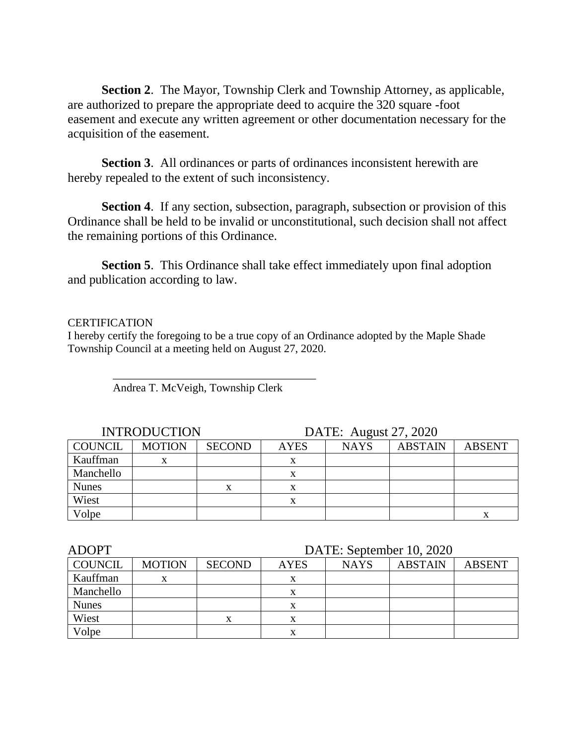**Section 2**. The Mayor, Township Clerk and Township Attorney, as applicable, are authorized to prepare the appropriate deed to acquire the 320 square -foot easement and execute any written agreement or other documentation necessary for the acquisition of the easement.

**Section 3**. All ordinances or parts of ordinances inconsistent herewith are hereby repealed to the extent of such inconsistency.

**Section 4**. If any section, subsection, paragraph, subsection or provision of this Ordinance shall be held to be invalid or unconstitutional, such decision shall not affect the remaining portions of this Ordinance.

**Section 5**. This Ordinance shall take effect immediately upon final adoption and publication according to law.

CERTIFICATION

I hereby certify the foregoing to be a true copy of an Ordinance adopted by the Maple Shade Township Council at a meeting held on August 27, 2020.

\_\_\_\_\_\_\_\_\_\_\_\_\_\_\_\_\_\_\_\_\_\_\_\_\_\_\_\_\_\_\_\_\_\_\_\_

Andrea T. McVeigh, Township Clerk

INTRODUCTION DATE: August 27, 2020

| COUNCIL | MOTION | SECOND | AYES | NAYS | ABSTAIN | ABSENT |
|---|---|---|---|---|---|---|
| Kauffman | x | | x | | | |
| Manchello | | | x | | | |
| Nunes | | x | x | | | |
| Wiest | | | x | | | |
| Volpe | | | | | | x |

ADOPT DATE: September 10, 2020

| COUNCIL | MOTION | SECOND | AYES | NAYS | ABSTAIN | ABSENT |
|---|---|---|---|---|---|---|
| Kauffman | x | | x | | | |
| Manchello | | | x | | | |
| Nunes | | | x | | | |
| Wiest | | x | x | | | |
| Volpe | | | x | | | |